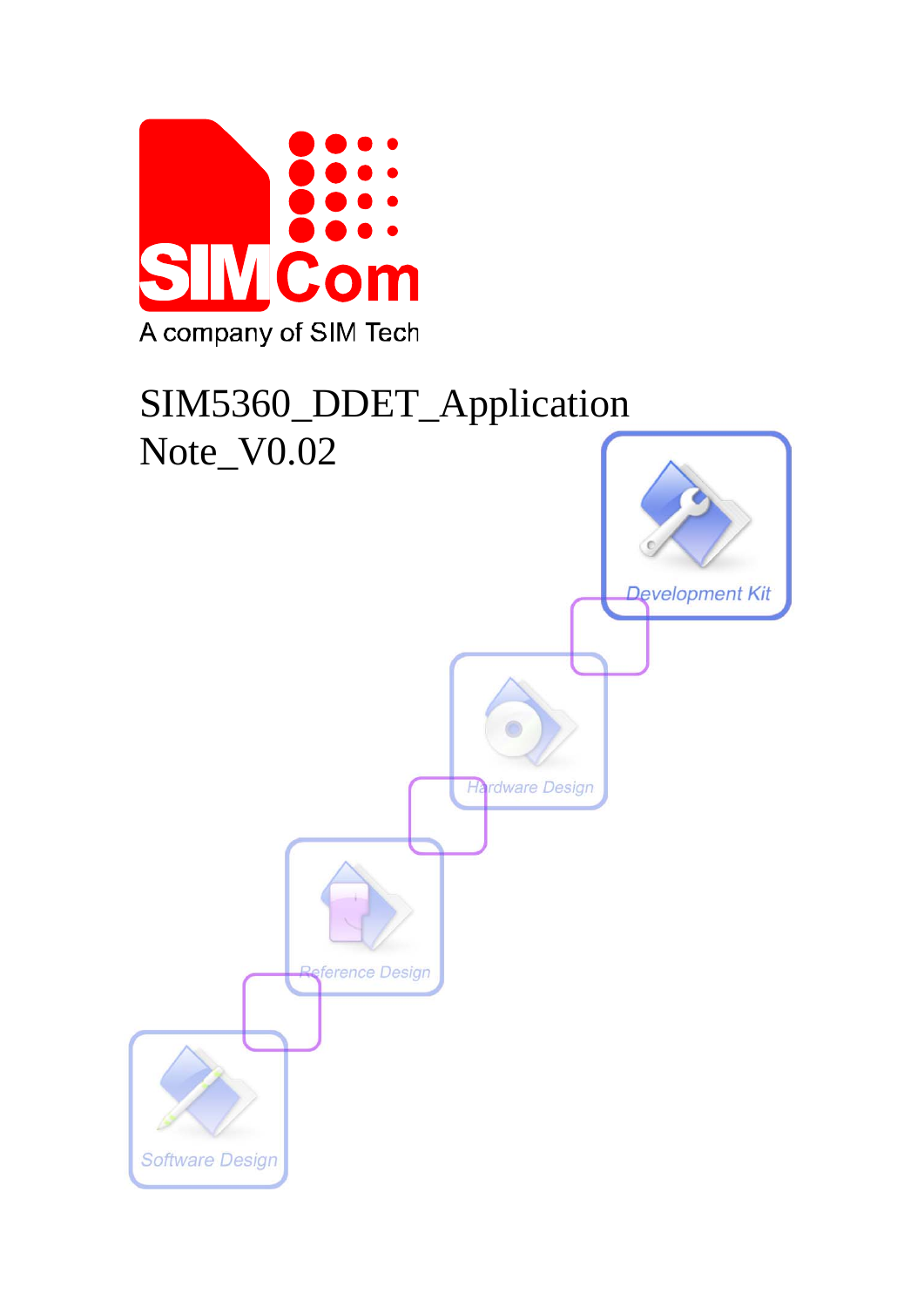SIMCom

A company of SIM Tech

# SIM5360_DDET_Application Note_V0.02

Development Kit

Hardware Design

Reference Design

Software Design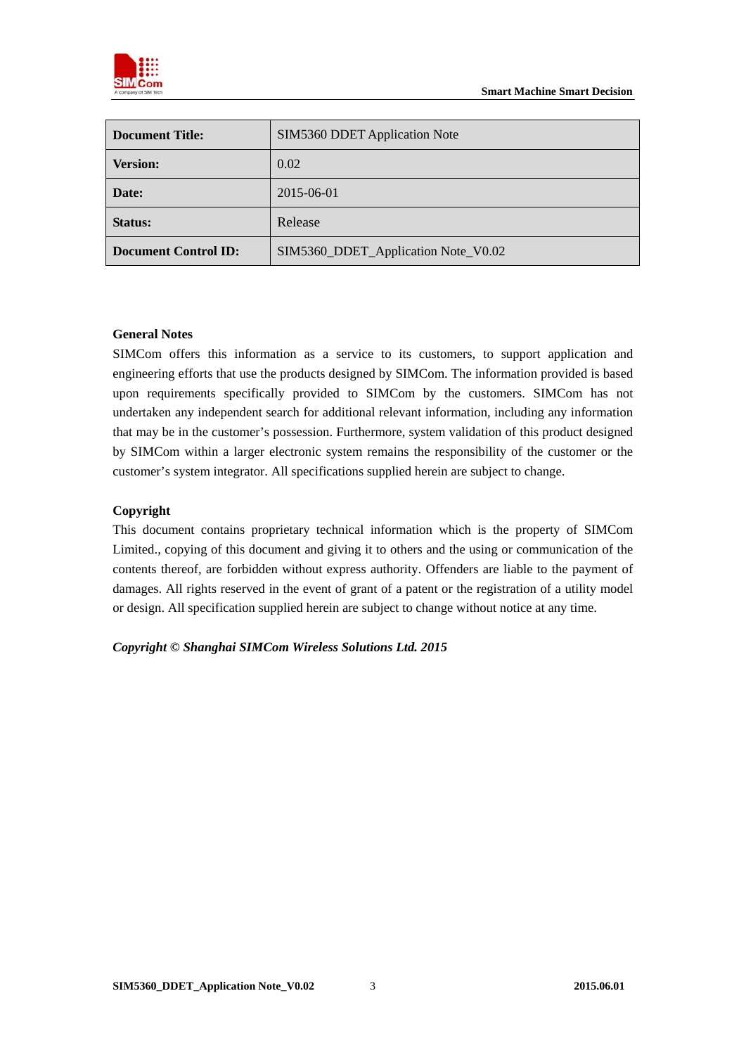| Document Title: | SIM5360 DDET Application Note |
| --- | --- |
| Version: | 0.02 |
| Date: | 2015-06-01 |
| Status: | Release |
| Document Control ID: | SIM5360_DDET_Application Note_V0.02 |

**General Notes**

SIMCom offers this information as a service to its customers, to support application and engineering efforts that use the products designed by SIMCom. The information provided is based upon requirements specifically provided to SIMCom by the customers. SIMCom has not undertaken any independent search for additional relevant information, including any information that may be in the customer's possession. Furthermore, system validation of this product designed by SIMCom within a larger electronic system remains the responsibility of the customer or the customer's system integrator. All specifications supplied herein are subject to change.

**Copyright**

This document contains proprietary technical information which is the property of SIMCom Limited., copying of this document and giving it to others and the using or communication of the contents thereof, are forbidden without express authority. Offenders are liable to the payment of damages. All rights reserved in the event of grant of a patent or the registration of a utility model or design. All specification supplied herein are subject to change without notice at any time.

***Copyright © Shanghai SIMCom Wireless Solutions Ltd. 2015***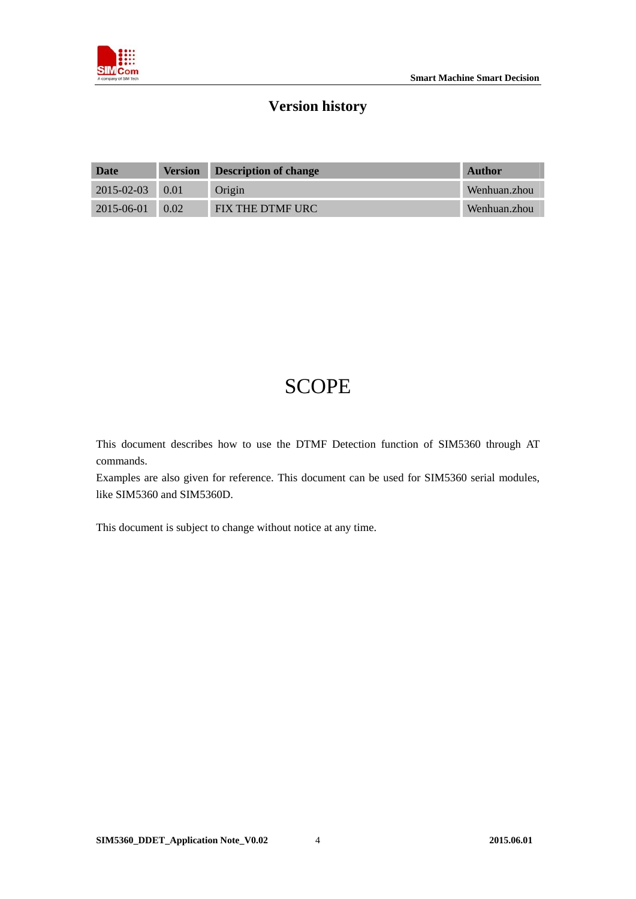# Version history

| Date | Version | Description of change | Author |
|---|---|---|---|
| 2015-02-03 | 0.01 | Origin | Wenhuan.zhou |
| 2015-06-01 | 0.02 | FIX THE DTMF URC | Wenhuan.zhou |

# SCOPE

This document describes how to use the DTMF Detection function of SIM5360 through AT commands.
Examples are also given for reference. This document can be used for SIM5360 serial modules, like SIM5360 and SIM5360D.

This document is subject to change without notice at any time.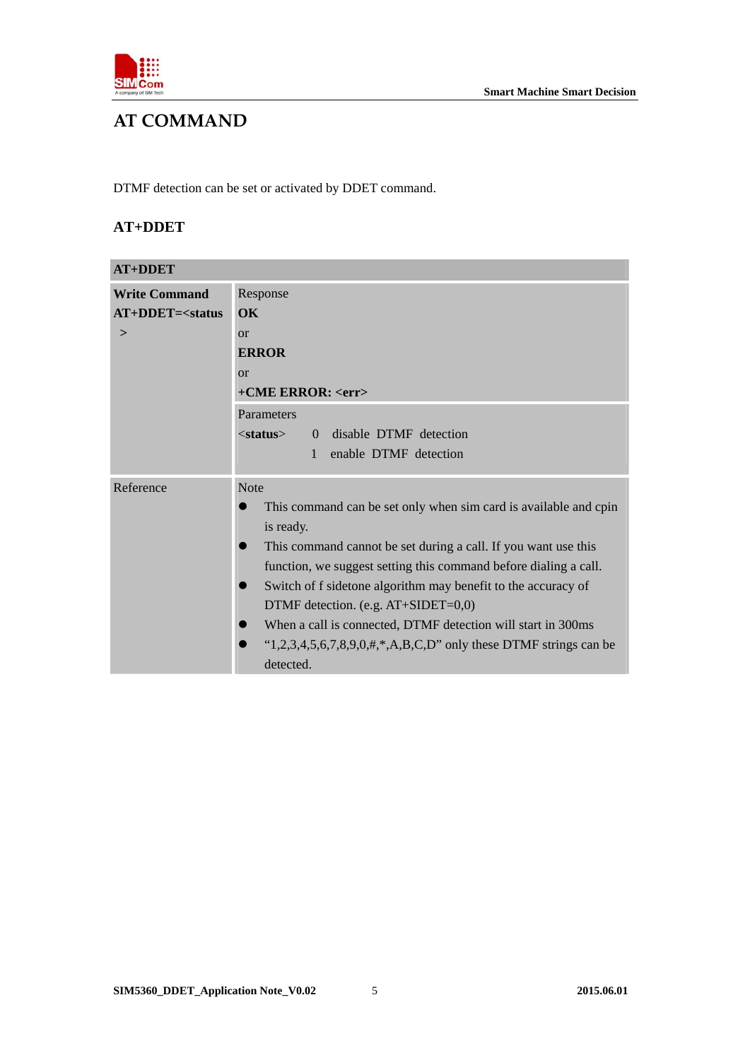# AT COMMAND

DTMF detection can be set or activated by DDET command.

## AT+DDET

| **AT+DDET** | |
|---|---|
| **Write Command**<br>**AT+DDET=<status>** | Response<br>**OK**<br>or<br>**ERROR**<br>or<br>**+CME ERROR: <err>** |
| | Parameters<br><**status**> 0 disable DTMF detection<br>1 enable DTMF detection |
| Reference | Note<br>● This command can be set only when sim card is available and cpin is ready.<br>● This command cannot be set during a call. If you want use this function, we suggest setting this command before dialing a call.<br>● Switch of f sidetone algorithm may benefit to the accuracy of DTMF detection. (e.g. AT+SIDET=0,0)<br>● When a call is connected, DTMF detection will start in 300ms<br>● "1,2,3,4,5,6,7,8,9,0,#,*,A,B,C,D" only these DTMF strings can be detected. |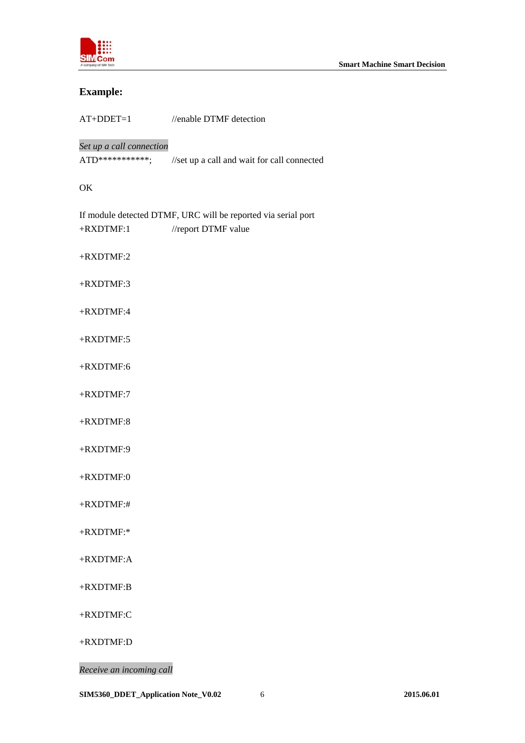**Example:**

AT+DDET=1 //enable DTMF detection

*Set up a call connection*

ATD***********; //set up a call and wait for call connected

OK

If module detected DTMF, URC will be reported via serial port

+RXDTMF:1 //report DTMF value

+RXDTMF:2

+RXDTMF:3

+RXDTMF:4

+RXDTMF:5

+RXDTMF:6

+RXDTMF:7

+RXDTMF:8

+RXDTMF:9

+RXDTMF:0

+RXDTMF:#

+RXDTMF:*

+RXDTMF:A

+RXDTMF:B

+RXDTMF:C

+RXDTMF:D

*Receive an incoming call*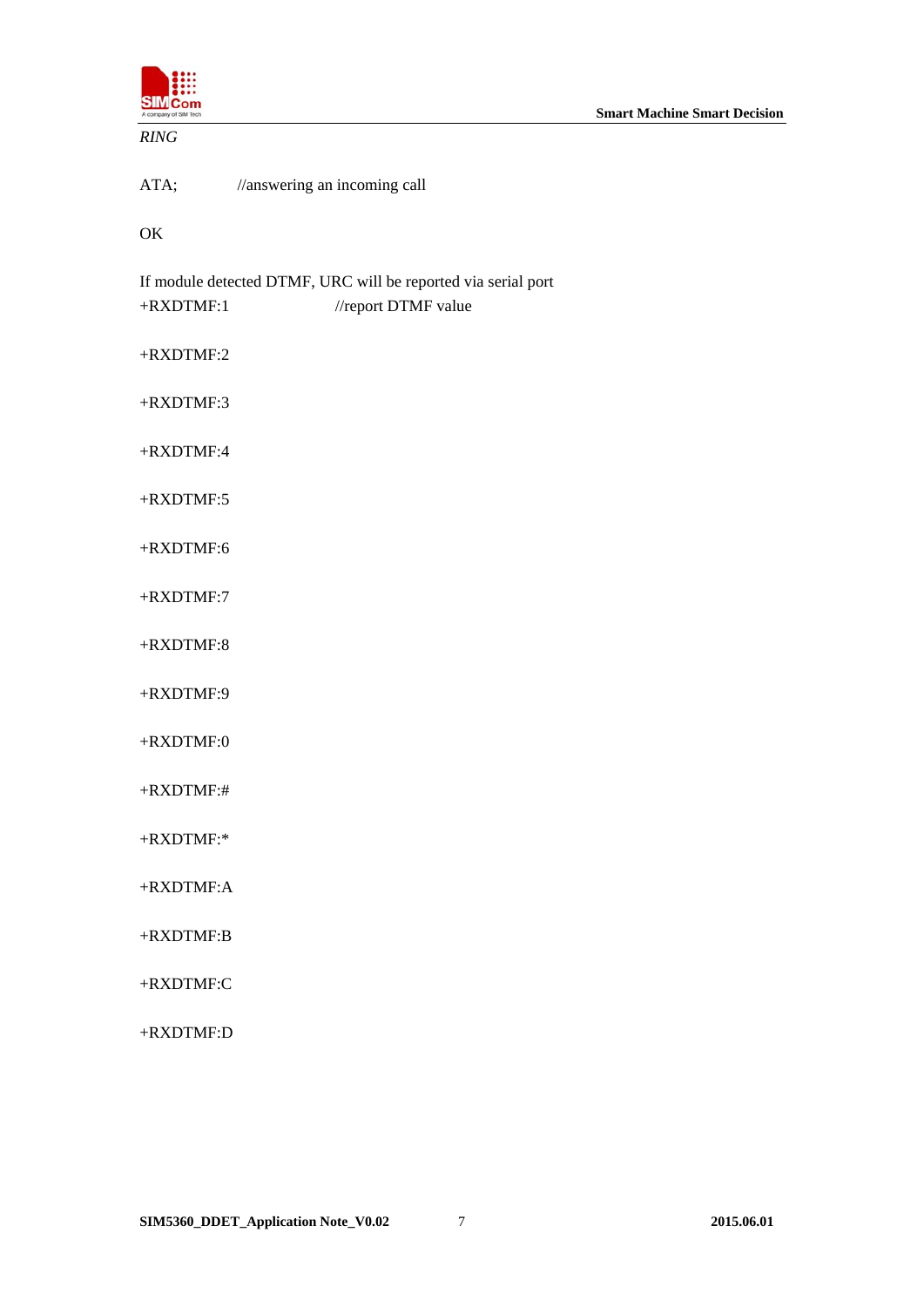*RING*

ATA;	//answering an incoming call

OK

If module detected DTMF, URC will be reported via serial port

+RXDTMF:1	//report DTMF value

+RXDTMF:2

+RXDTMF:3

+RXDTMF:4

+RXDTMF:5

+RXDTMF:6

+RXDTMF:7

+RXDTMF:8

+RXDTMF:9

+RXDTMF:0

+RXDTMF:#

+RXDTMF:*

+RXDTMF:A

+RXDTMF:B

+RXDTMF:C

+RXDTMF:D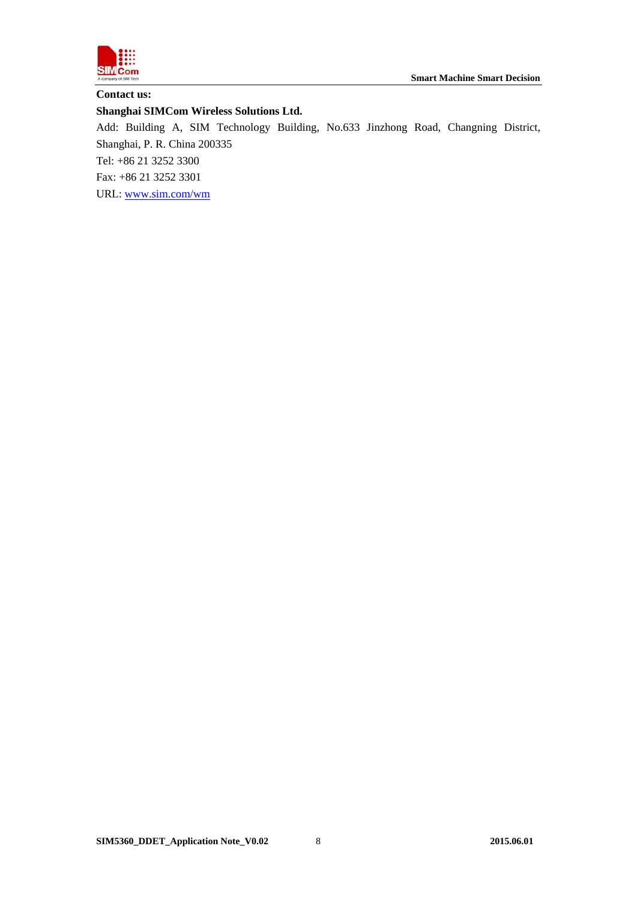**Contact us:**

**Shanghai SIMCom Wireless Solutions Ltd.**

Add: Building A, SIM Technology Building, No.633 Jinzhong Road, Changning District, Shanghai, P. R. China 200335

Tel: +86 21 3252 3300

Fax: +86 21 3252 3301

URL: www.sim.com/wm